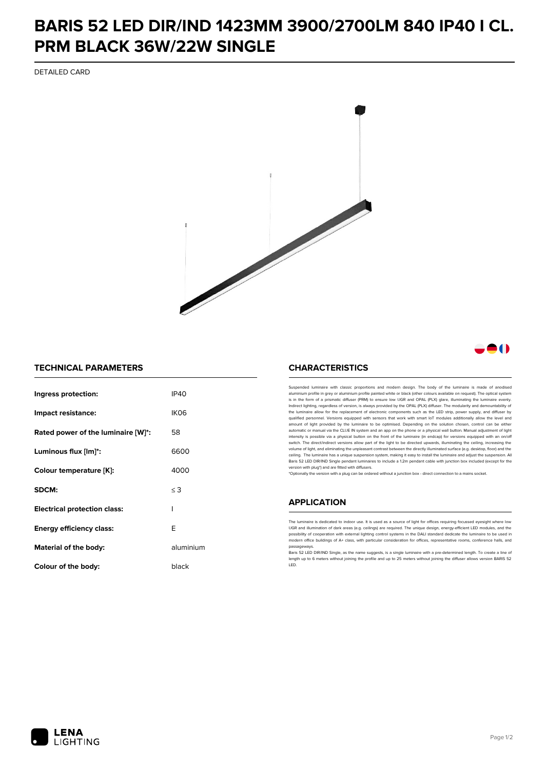# BARIS 52 LED DIR/IND 1423MM 3900/2700LM 840 IP40 I CL. PRM BLACK 36W/22W SINGLE

DETAILED CARD

## TECHNICAL PARAMETERS

| | |
|---|---|
| **Ingress protection:** | IP40 |
| **Impact resistance:** | IK06 |
| **Rated power of the luminaire [W]*:** | 58 |
| **Luminous flux [lm]*:** | 6600 |
| **Colour temperature [K]:** | 4000 |
| **SDCM:** | ≤ 3 |
| **Electrical protection class:** | I |
| **Energy efficiency class:** | E |
| **Material of the body:** | aluminium |
| **Colour of the body:** | black |

## CHARACTERISTICS

Suspended luminaire with classic proportions and modern design. The body of the luminaire is made of anodised aluminium profile in grey or aluminium profile painted white or black (other colours available on request). The optical system is in the form of a prismatic diffuser (PRM) to ensure low UGR and OPAL (PLX) glare, illuminating the luminaire evenly. Indirect lighting, regardless of version, is always provided by the OPAL (PLX) diffuser. The modularity and demountability of the luminaire allow for the replacement of electronic components such as the LED strip, power supply, and diffuser by qualified personnel. Versions equipped with sensors that work with smart IoT modules additionally allow the level and amount of light provided by the luminaire to be optimised. Depending on the solution chosen, control can be either automatic or manual via the CLUE IN system and an app on the phone or a physical wall button. Manual adjustment of light intensity is possible via a physical button on the front of the luminaire (in endcap) for versions equipped with an on/off switch. The direct/indirect versions allow part of the light to be directed upwards, illuminating the ceiling, increasing the volume of light, and eliminating the unpleasant contrast between the directly illuminated surface (e.g. desktop, floor) and the ceiling. The luminaire has a unique suspension system, making it easy to install the luminaire and adjust the suspension. All Baris 52 LED DIR/IND Single pendant luminaires to include a 1.2m pendant cable with junction box included (except for the version with plug*) and are fitted with diffusers.

*Optionally the version with a plug can be ordered without a junction box - direct connection to a mains socket.

## APPLICATION

The luminaire is dedicated to indoor use. It is used as a source of light for offices requiring focussed eyesight where low UGR and illumination of dark areas (e.g. ceilings) are required. The unique design, energy-efficient LED modules, and the possibility of cooperation with external lighting control systems in the DALI standard dedicate the luminaire to be used in modern office buildings of A+ class, with particular consideration for offices, representative rooms, conference halls, and passageways.

Baris 52 LED DIR/IND Single, as the name suggests, is a single luminaire with a pre-determined length. To create a line of length up to 6 meters without joining the profile and up to 25 meters without joining the diffuser allows version BARIS 52 LED.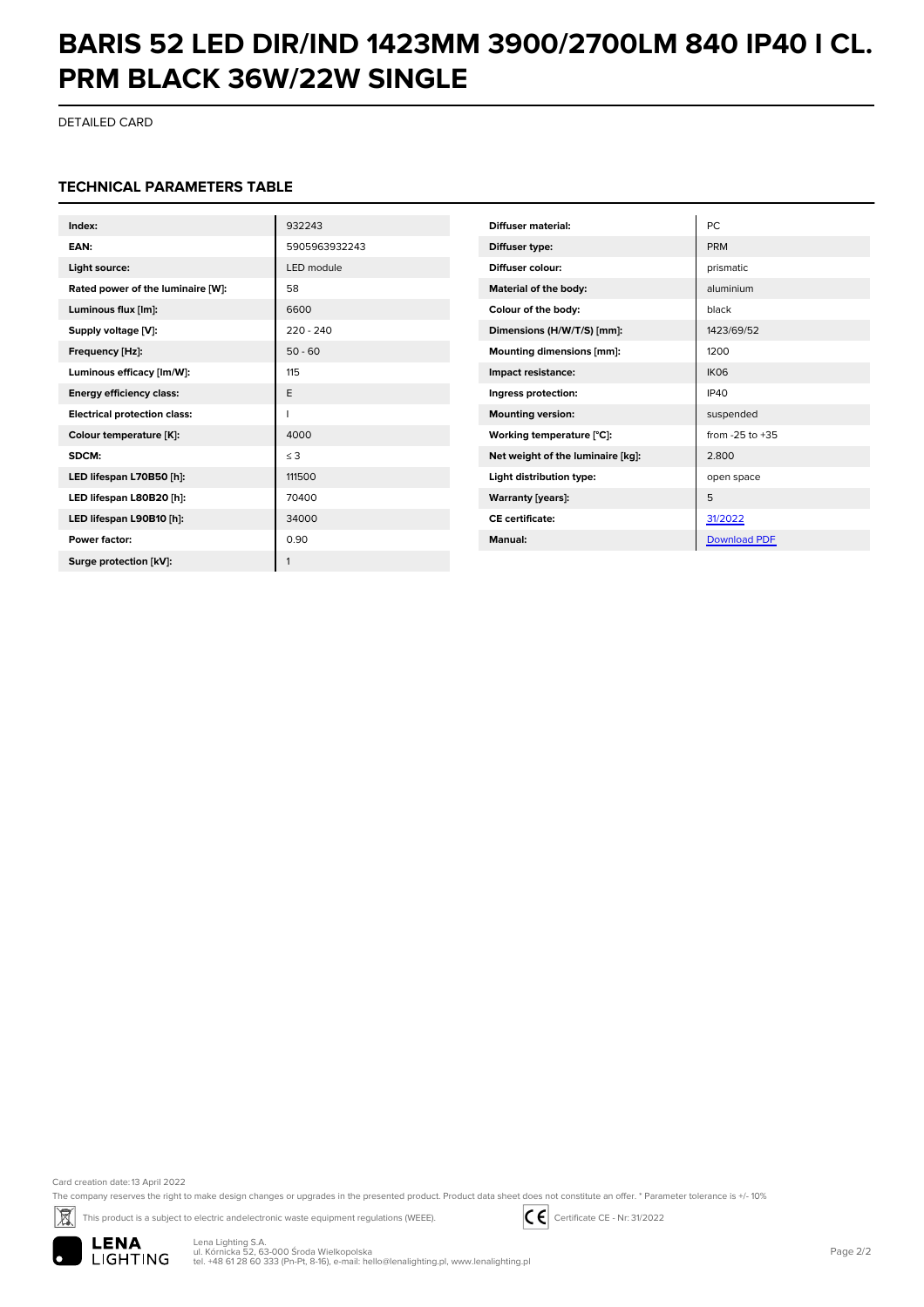# BARIS 52 LED DIR/IND 1423MM 3900/2700LM 840 IP40 I CL. PRM BLACK 36W/22W SINGLE

DETAILED CARD

## TECHNICAL PARAMETERS TABLE

| | |
|---|---|
| **Index:** | 932243 |
| **EAN:** | 5905963932243 |
| **Light source:** | LED module |
| **Rated power of the luminaire [W]:** | 58 |
| **Luminous flux [lm]:** | 6600 |
| **Supply voltage [V]:** | 220 - 240 |
| **Frequency [Hz]:** | 50 - 60 |
| **Luminous efficacy [lm/W]:** | 115 |
| **Energy efficiency class:** | E |
| **Electrical protection class:** | I |
| **Colour temperature [K]:** | 4000 |
| **SDCM:** | ≤ 3 |
| **LED lifespan L70B50 [h]:** | 111500 |
| **LED lifespan L80B20 [h]:** | 70400 |
| **LED lifespan L90B10 [h]:** | 34000 |
| **Power factor:** | 0.90 |
| **Surge protection [kV]:** | 1 |

| | |
|---|---|
| **Diffuser material:** | PC |
| **Diffuser type:** | PRM |
| **Diffuser colour:** | prismatic |
| **Material of the body:** | aluminium |
| **Colour of the body:** | black |
| **Dimensions (H/W/T/S) [mm]:** | 1423/69/52 |
| **Mounting dimensions [mm]:** | 1200 |
| **Impact resistance:** | IK06 |
| **Ingress protection:** | IP40 |
| **Mounting version:** | suspended |
| **Working temperature [°C]:** | from -25 to +35 |
| **Net weight of the luminaire [kg]:** | 2.800 |
| **Light distribution type:** | open space |
| **Warranty [years]:** | 5 |
| **CE certificate:** | 31/2022 |
| **Manual:** | Download PDF |

Card creation date: 13 April 2022

The company reserves the right to make design changes or upgrades in the presented product. Product data sheet does not constitute an offer. * Parameter tolerance is +/- 10%

This product is a subject to electric andelectronic waste equipment regulations (WEEE).

Certificate CE - Nr: 31/2022

Lena Lighting S.A.
ul. Kórnicka 52, 63-000 Środa Wielkopolska
tel. +48 61 28 60 333 (Pn-Pt, 8-16), e-mail: hello@lenalighting.pl, www.lenalighting.pl